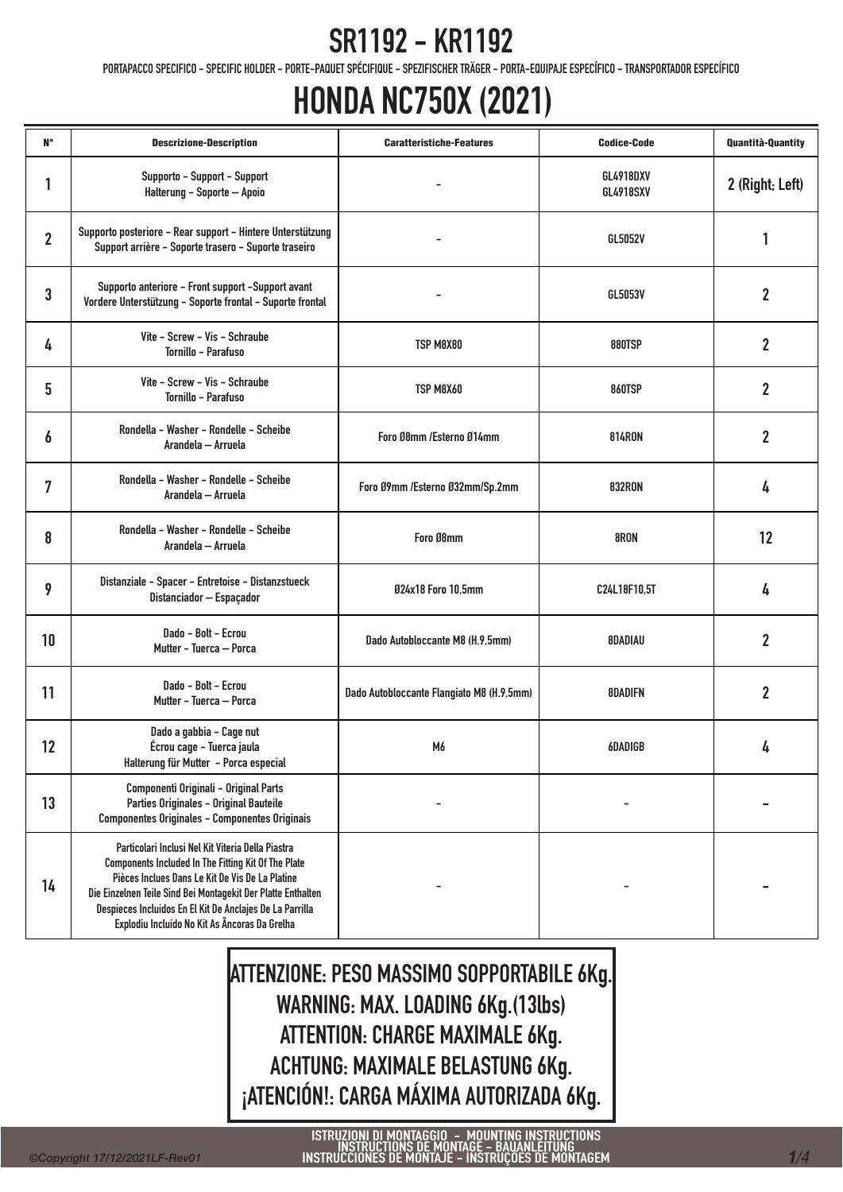# SR1192 - KR1192

PORTAPACCO SPECIFICO - SPECIFIC HOLDER - PORTE-PAQUET SPÉCIFIQUE - SPEZIFISCHER TRÄGER - PORTA-EQUIPAJE ESPECÍFICO - TRANSPORTADOR ESPECÍFICO

# HONDA NC750X (2021)

| N° | Descrizione-Description | Caratteristiche-Features | Codice-Code | Quantità-Quantity |
|---|---|---|---|---|
| 1 | Supporto - Support - Support<br>Halterung - Soporte – Apoio | - | GL4918DXV<br>GL4918SXV | 2 (Right; Left) |
| 2 | Supporto posteriore - Rear support - Hintere Unterstützung<br>Support arrière - Soporte trasero - Suporte traseiro | - | GL5052V | 1 |
| 3 | Supporto anteriore - Front support -Support avant<br>Vordere Unterstützung - Soporte frontal - Suporte frontal | - | GL5053V | 2 |
| 4 | Vite - Screw - Vis - Schraube<br>Tornillo - Parafuso | TSP M8X80 | 880TSP | 2 |
| 5 | Vite - Screw - Vis - Schraube<br>Tornillo - Parafuso | TSP M8X60 | 860TSP | 2 |
| 6 | Rondella - Washer - Rondelle - Scheibe<br>Arandela – Arruela | Foro Ø8mm /Esterno Ø14mm | 814RON | 2 |
| 7 | Rondella - Washer - Rondelle - Scheibe<br>Arandela – Arruela | Foro Ø9mm /Esterno Ø32mm/Sp.2mm | 832RON | 4 |
| 8 | Rondella - Washer - Rondelle - Scheibe<br>Arandela – Arruela | Foro Ø8mm | 8RON | 12 |
| 9 | Distanziale - Spacer - Entretoise - Distanzstueck<br>Distanciador – Espaçador | Ø24x18 Foro 10,5mm | C24L18F10,5T | 4 |
| 10 | Dado - Bolt - Ecrou<br>Mutter - Tuerca – Porca | Dado Autobloccante M8 (H.9,5mm) | 8DADIAU | 2 |
| 11 | Dado - Bolt - Ecrou<br>Mutter - Tuerca – Porca | Dado Autobloccante Flangiato M8 (H.9,5mm) | 8DADIFN | 2 |
| 12 | Dado a gabbia - Cage nut<br>Écrou cage - Tuerca jaula<br>Halterung für Mutter - Porca especial | M6 | 6DADIGB | 4 |
| 13 | Componenti Originali - Original Parts<br>Parties Originales - Original Bauteile<br>Componentes Originales - Componentes Originais | - | - | - |
| 14 | Particolari Inclusi Nel Kit Viteria Della Piastra<br>Components Included In The Fitting Kit Of The Plate<br>Pièces Inclues Dans Le Kit De Vis De La Platine<br>Die Einzelnen Teile Sind Bei Montagekit Der Platte Enthalten<br>Despieces Incluidos En El Kit De Anclajes De La Parrilla<br>Explodiu Incluído No Kit As Âncoras Da Grelha | - | - | - |

**ATTENZIONE: PESO MASSIMO SOPPORTABILE 6Kg.**
**WARNING: MAX. LOADING 6Kg.(13lbs)**
**ATTENTION: CHARGE MAXIMALE 6Kg.**
**ACHTUNG: MAXIMALE BELASTUNG 6Kg.**
**¡ATENCIÓN!: CARGA MÁXIMA AUTORIZADA 6Kg.**

ISTRUZIONI DI MONTAGGIO - MOUNTING INSTRUCTIONS
INSTRUCTIONS DE MONTAGE - BAUANLEITUNG
INSTRUCCIONES DE MONTAJE - INSTRUÇÕES DE MONTAGEM

©Copyright 17/12/2021LF-Rev01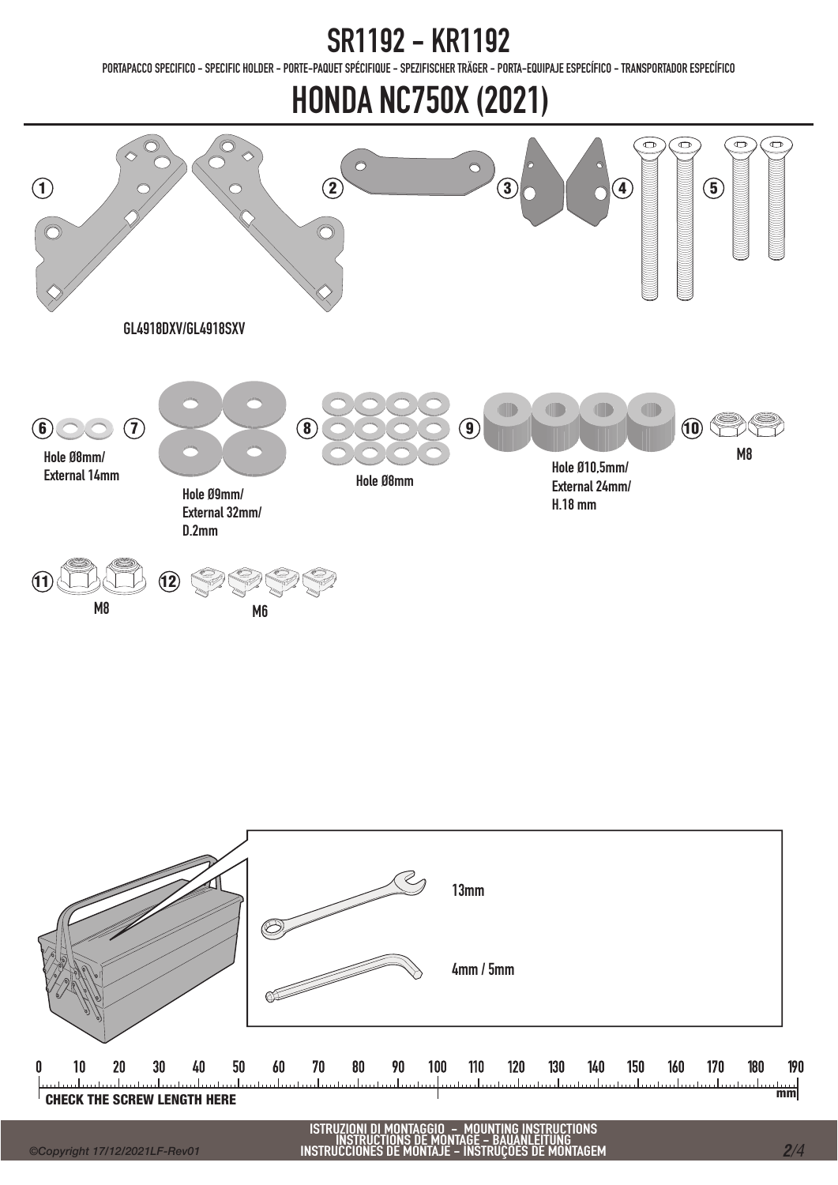# SR1192 - KR1192

PORTAPACCO SPECIFICO - SPECIFIC HOLDER - PORTE-PAQUET SPÉCIFIQUE - SPEZIFISCHER TRÄGER - PORTA-EQUIPAJE ESPECÍFICO - TRANSPORTADOR ESPECÍFICO

# HONDA NC750X (2021)

1

GL4918DXV/GL4918SXV

2

3

4

5

6 Hole Ø8mm/ External 14mm

7 Hole Ø9mm/ External 32mm/ D.2mm

8 Hole Ø8mm

9 Hole Ø10,5mm/ External 24mm/ H.18 mm

10 M8

11 M8

12 M6

13mm

4mm / 5mm

0 10 20 30 40 50 60 70 80 90 100 110 120 130 140 150 160 170 180 190 mm

CHECK THE SCREW LENGTH HERE

ISTRUZIONI DI MONTAGGIO - MOUNTING INSTRUCTIONS
INSTRUCTIONS DE MONTAGE - BAUANLEITUNG
INSTRUCCIONES DE MONTAJE - INSTRUÇÕES DE MONTAGEM

*©Copyright 17/12/2021LF-Rev01*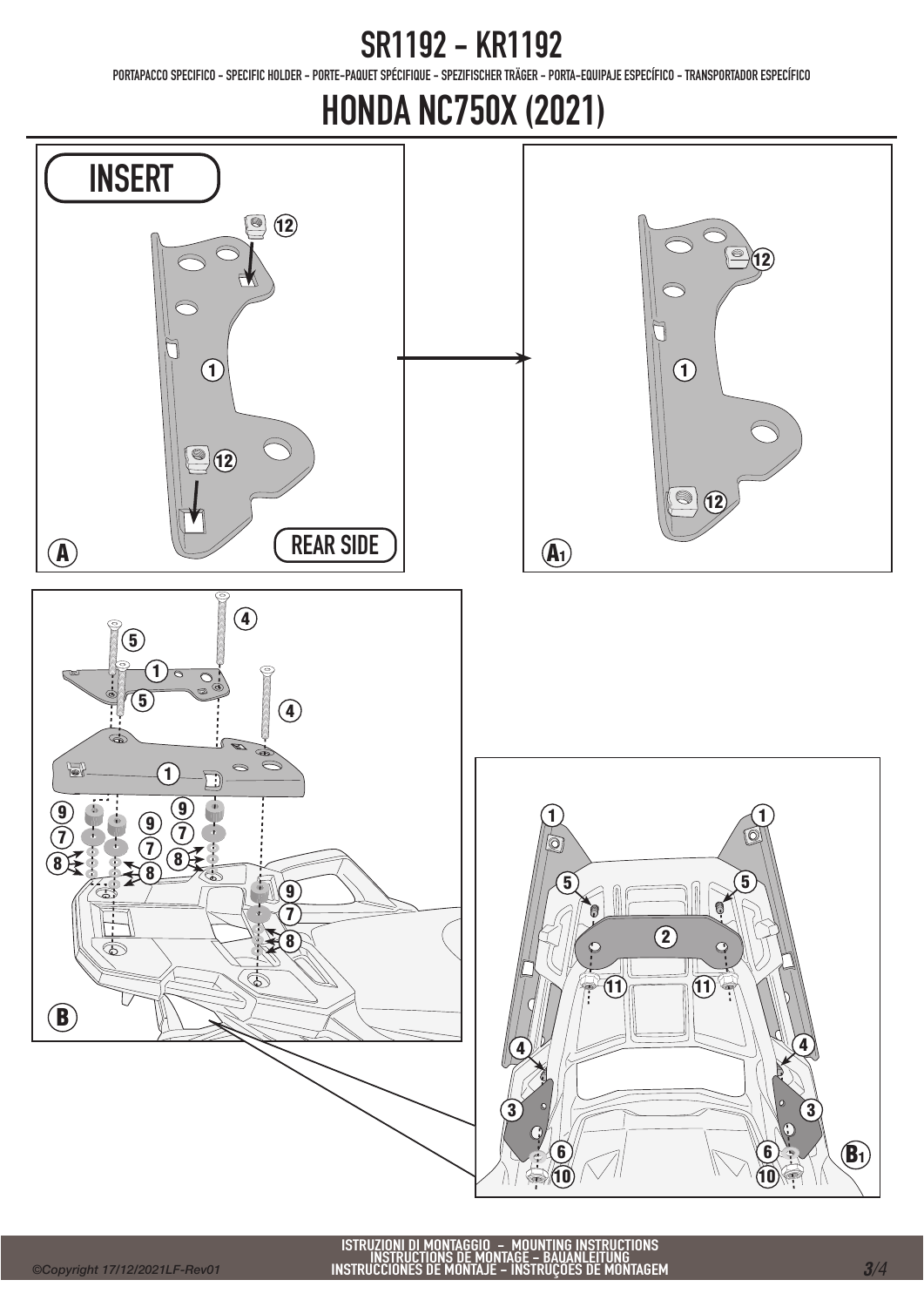# SR1192 - KR1192

PORTAPACCO SPECIFICO - SPECIFIC HOLDER - PORTE-PAQUET SPÉCIFIQUE - SPEZIFISCHER TRÄGER - PORTA-EQUIPAJE ESPECÍFICO - TRANSPORTADOR ESPECÍFICO

# HONDA NC750X (2021)

INSERT

REAR SIDE

A

A1

B

B1

ISTRUZIONI DI MONTAGGIO - MOUNTING INSTRUCTIONS
INSTRUCTIONS DE MONTAGE - BAUANLEITUNG
INSTRUCCIONES DE MONTAJE - INSTRUÇÕES DE MONTAGEM

©Copyright 17/12/2021LF-Rev01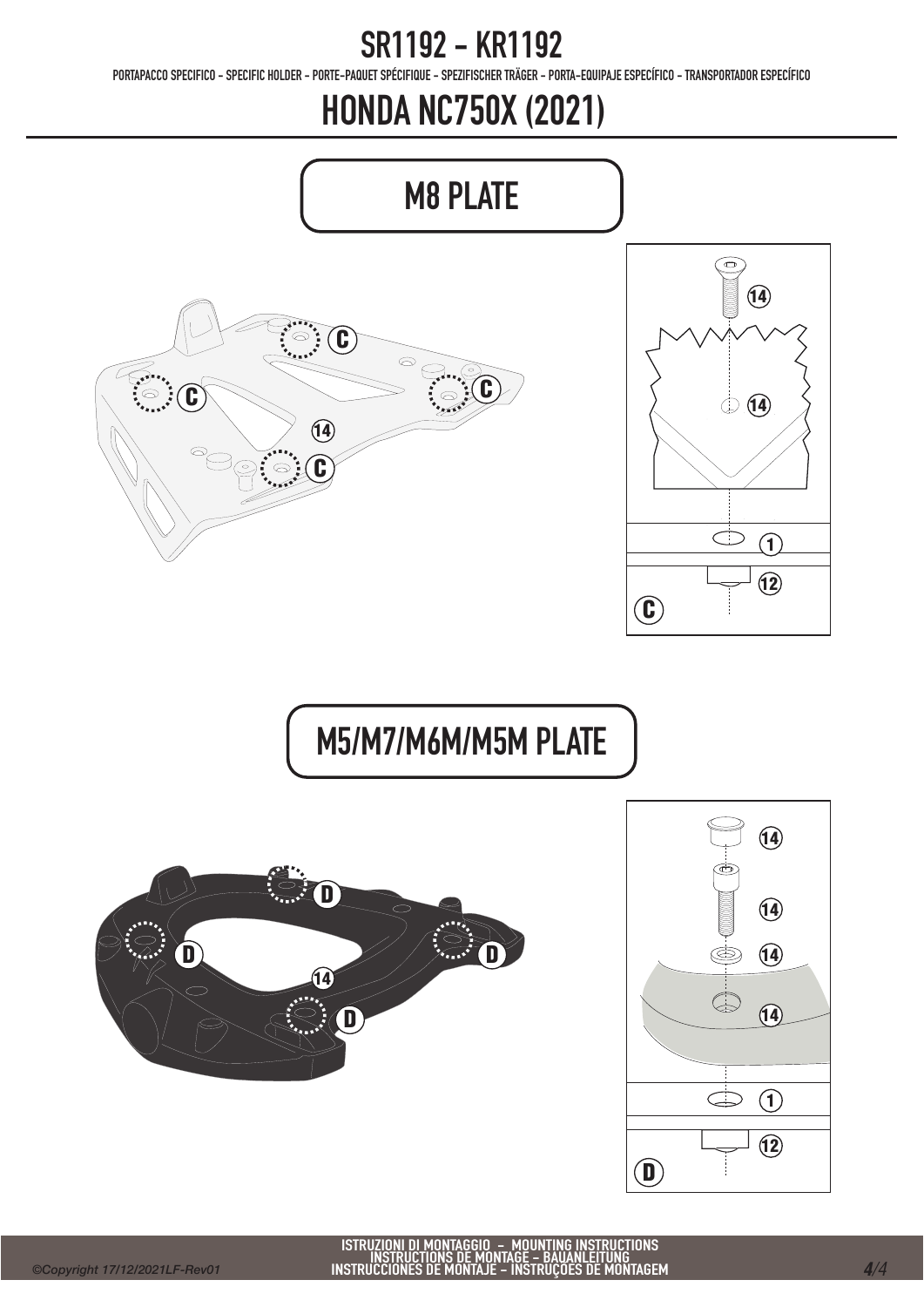# SR1192 - KR1192

PORTAPACCO SPECIFICO - SPECIFIC HOLDER - PORTE-PAQUET SPÉCIFIQUE - SPEZIFISCHER TRÄGER - PORTA-EQUIPAJE ESPECÍFICO - TRANSPORTADOR ESPECÍFICO

# HONDA NC750X (2021)

## M8 PLATE

C

C

C

14

C

14

14

1

12

C

## M5/M7/M6M/M5M PLATE

D

D

D

14

D

14

14

14

14

1

12

D

ISTRUZIONI DI MONTAGGIO - MOUNTING INSTRUCTIONS
INSTRUCTIONS DE MONTAGE - BAUANLEITUNG
INSTRUCCIONES DE MONTAJE - INSTRUÇÕES DE MONTAGEM

©Copyright 17/12/2021LF-Rev01